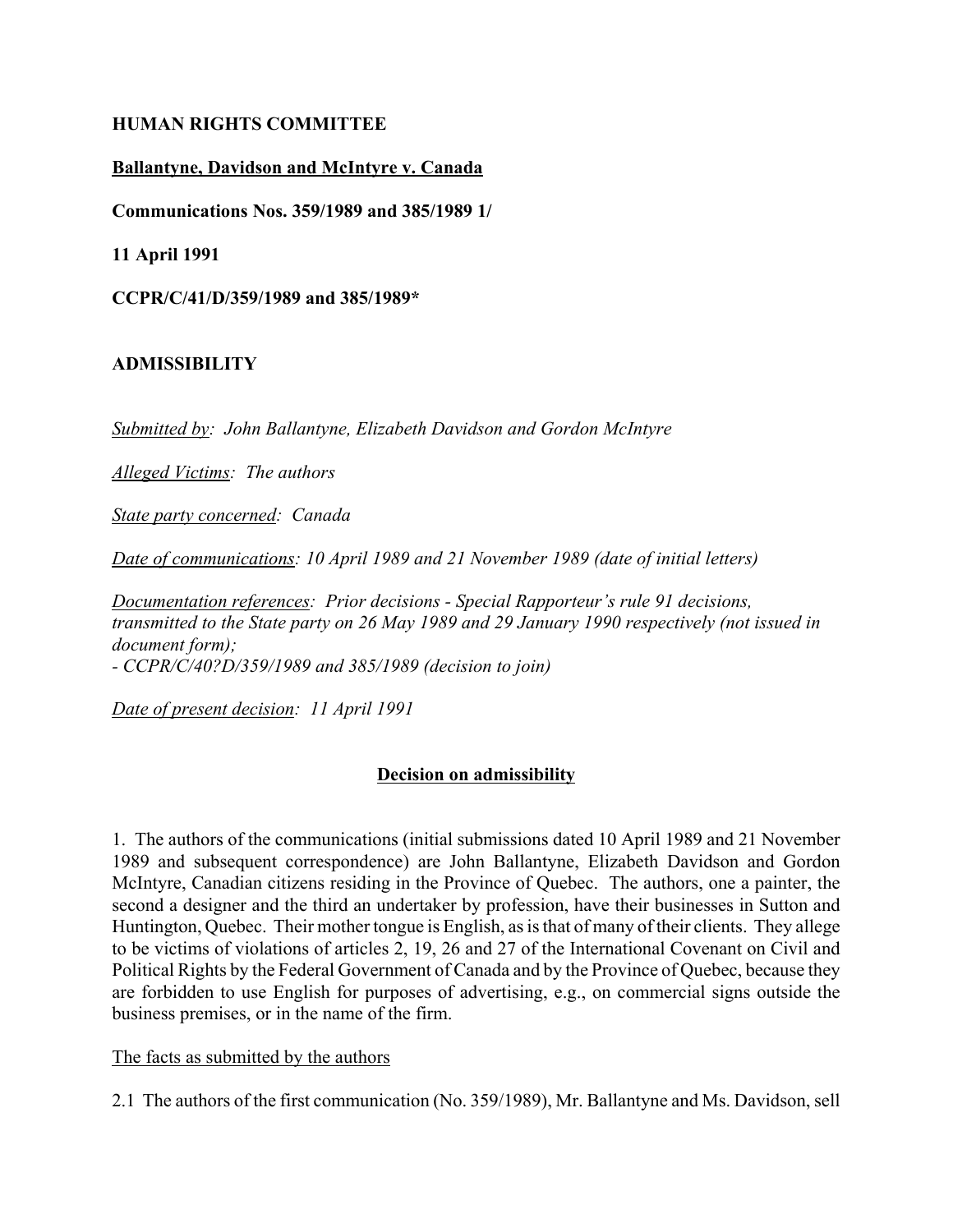**HUMAN RIGHTS COMMITTEE**

**Ballantyne, Davidson and McIntyre v. Canada**

**Communications Nos. 359/1989 and 385/1989 1/**

**11 April 1991**

**CCPR/C/41/D/359/1989 and 385/1989***

**ADMISSIBILITY**

*Submitted by: John Ballantyne, Elizabeth Davidson and Gordon McIntyre*

*Alleged Victims: The authors*

*State party concerned: Canada*

*Date of communications: 10 April 1989 and 21 November 1989 (date of initial letters)*

*Documentation references: Prior decisions - Special Rapporteur's rule 91 decisions, transmitted to the State party on 26 May 1989 and 29 January 1990 respectively (not issued in document form);*
*- CCPR/C/40?D/359/1989 and 385/1989 (decision to join)*

*Date of present decision: 11 April 1991*

**Decision on admissibility**

1. The authors of the communications (initial submissions dated 10 April 1989 and 21 November 1989 and subsequent correspondence) are John Ballantyne, Elizabeth Davidson and Gordon McIntyre, Canadian citizens residing in the Province of Quebec. The authors, one a painter, the second a designer and the third an undertaker by profession, have their businesses in Sutton and Huntington, Quebec. Their mother tongue is English, as is that of many of their clients. They allege to be victims of violations of articles 2, 19, 26 and 27 of the International Covenant on Civil and Political Rights by the Federal Government of Canada and by the Province of Quebec, because they are forbidden to use English for purposes of advertising, e.g., on commercial signs outside the business premises, or in the name of the firm.

The facts as submitted by the authors

2.1 The authors of the first communication (No. 359/1989), Mr. Ballantyne and Ms. Davidson, sell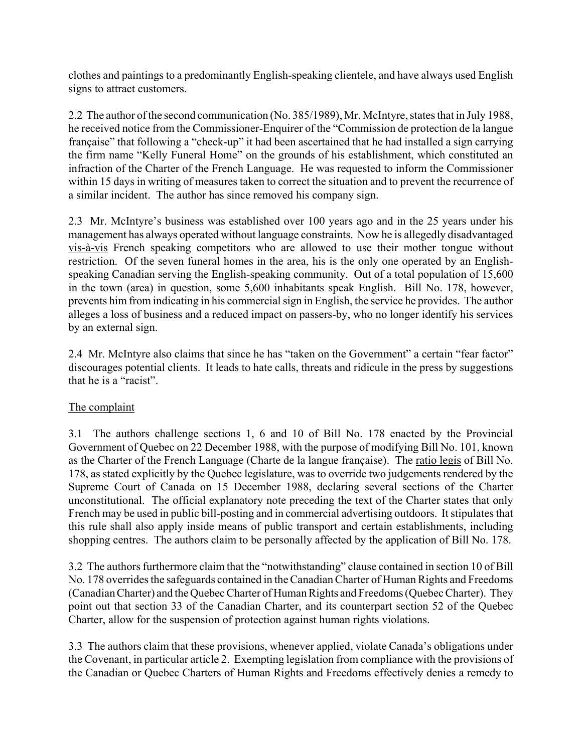clothes and paintings to a predominantly English-speaking clientele, and have always used English signs to attract customers.

2.2 The author of the second communication (No. 385/1989), Mr. McIntyre, states that in July 1988, he received notice from the Commissioner-Enquirer of the "Commission de protection de la langue française" that following a "check-up" it had been ascertained that he had installed a sign carrying the firm name "Kelly Funeral Home" on the grounds of his establishment, which constituted an infraction of the Charter of the French Language. He was requested to inform the Commissioner within 15 days in writing of measures taken to correct the situation and to prevent the recurrence of a similar incident. The author has since removed his company sign.

2.3 Mr. McIntyre's business was established over 100 years ago and in the 25 years under his management has always operated without language constraints. Now he is allegedly disadvantaged vis-à-vis French speaking competitors who are allowed to use their mother tongue without restriction. Of the seven funeral homes in the area, his is the only one operated by an English-speaking Canadian serving the English-speaking community. Out of a total population of 15,600 in the town (area) in question, some 5,600 inhabitants speak English. Bill No. 178, however, prevents him from indicating in his commercial sign in English, the service he provides. The author alleges a loss of business and a reduced impact on passers-by, who no longer identify his services by an external sign.

2.4 Mr. McIntyre also claims that since he has "taken on the Government" a certain "fear factor" discourages potential clients. It leads to hate calls, threats and ridicule in the press by suggestions that he is a "racist".

## The complaint

3.1 The authors challenge sections 1, 6 and 10 of Bill No. 178 enacted by the Provincial Government of Quebec on 22 December 1988, with the purpose of modifying Bill No. 101, known as the Charter of the French Language (Charte de la langue française). The ratio legis of Bill No. 178, as stated explicitly by the Quebec legislature, was to override two judgements rendered by the Supreme Court of Canada on 15 December 1988, declaring several sections of the Charter unconstitutional. The official explanatory note preceding the text of the Charter states that only French may be used in public bill-posting and in commercial advertising outdoors. It stipulates that this rule shall also apply inside means of public transport and certain establishments, including shopping centres. The authors claim to be personally affected by the application of Bill No. 178.

3.2 The authors furthermore claim that the "notwithstanding" clause contained in section 10 of Bill No. 178 overrides the safeguards contained in the Canadian Charter of Human Rights and Freedoms (Canadian Charter) and the Quebec Charter of Human Rights and Freedoms (Quebec Charter). They point out that section 33 of the Canadian Charter, and its counterpart section 52 of the Quebec Charter, allow for the suspension of protection against human rights violations.

3.3 The authors claim that these provisions, whenever applied, violate Canada's obligations under the Covenant, in particular article 2. Exempting legislation from compliance with the provisions of the Canadian or Quebec Charters of Human Rights and Freedoms effectively denies a remedy to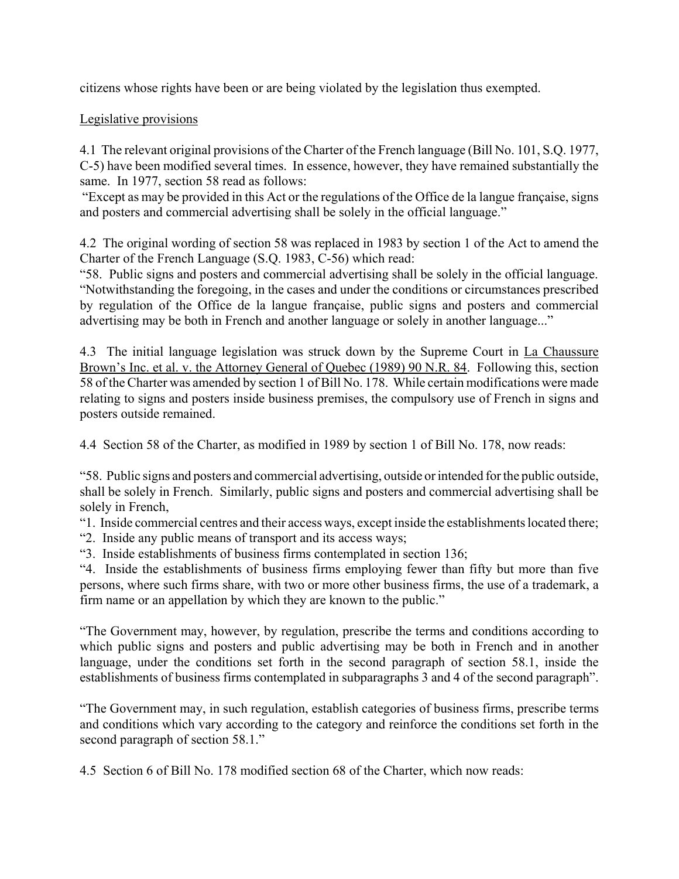citizens whose rights have been or are being violated by the legislation thus exempted.

Legislative provisions

4.1 The relevant original provisions of the Charter of the French language (Bill No. 101, S.Q. 1977, C-5) have been modified several times. In essence, however, they have remained substantially the same. In 1977, section 58 read as follows:

"Except as may be provided in this Act or the regulations of the Office de la langue française, signs and posters and commercial advertising shall be solely in the official language."

4.2 The original wording of section 58 was replaced in 1983 by section 1 of the Act to amend the Charter of the French Language (S.Q. 1983, C-56) which read:

"58. Public signs and posters and commercial advertising shall be solely in the official language. "Notwithstanding the foregoing, in the cases and under the conditions or circumstances prescribed by regulation of the Office de la langue française, public signs and posters and commercial advertising may be both in French and another language or solely in another language..."

4.3 The initial language legislation was struck down by the Supreme Court in La Chaussure Brown's Inc. et al. v. the Attorney General of Quebec (1989) 90 N.R. 84. Following this, section 58 of the Charter was amended by section 1 of Bill No. 178. While certain modifications were made relating to signs and posters inside business premises, the compulsory use of French in signs and posters outside remained.

4.4 Section 58 of the Charter, as modified in 1989 by section 1 of Bill No. 178, now reads:

"58. Public signs and posters and commercial advertising, outside or intended for the public outside, shall be solely in French. Similarly, public signs and posters and commercial advertising shall be solely in French,

"1. Inside commercial centres and their access ways, except inside the establishments located there;

"2. Inside any public means of transport and its access ways;

"3. Inside establishments of business firms contemplated in section 136;

"4. Inside the establishments of business firms employing fewer than fifty but more than five persons, where such firms share, with two or more other business firms, the use of a trademark, a firm name or an appellation by which they are known to the public."

"The Government may, however, by regulation, prescribe the terms and conditions according to which public signs and posters and public advertising may be both in French and in another language, under the conditions set forth in the second paragraph of section 58.1, inside the establishments of business firms contemplated in subparagraphs 3 and 4 of the second paragraph".

"The Government may, in such regulation, establish categories of business firms, prescribe terms and conditions which vary according to the category and reinforce the conditions set forth in the second paragraph of section 58.1."

4.5 Section 6 of Bill No. 178 modified section 68 of the Charter, which now reads: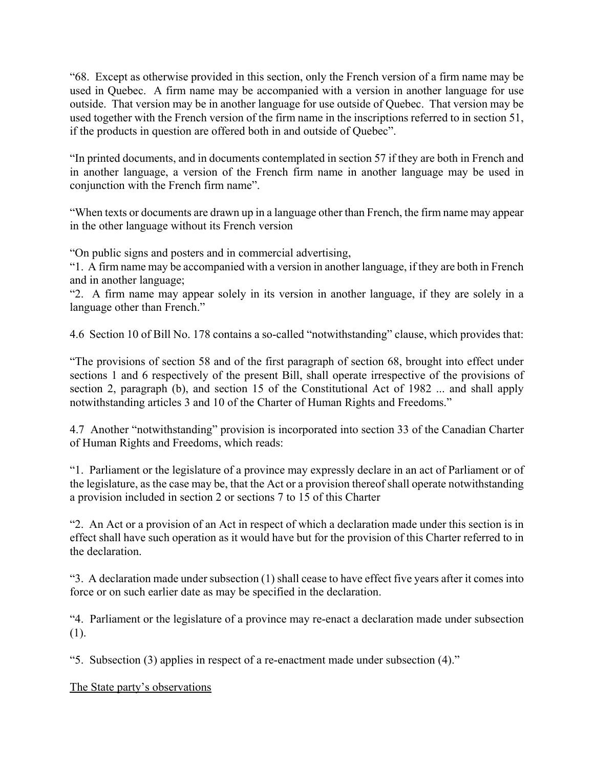"68. Except as otherwise provided in this section, only the French version of a firm name may be used in Quebec. A firm name may be accompanied with a version in another language for use outside. That version may be in another language for use outside of Quebec. That version may be used together with the French version of the firm name in the inscriptions referred to in section 51, if the products in question are offered both in and outside of Quebec".

"In printed documents, and in documents contemplated in section 57 if they are both in French and in another language, a version of the French firm name in another language may be used in conjunction with the French firm name".

"When texts or documents are drawn up in a language other than French, the firm name may appear in the other language without its French version

"On public signs and posters and in commercial advertising,
"1. A firm name may be accompanied with a version in another language, if they are both in French and in another language;
"2. A firm name may appear solely in its version in another language, if they are solely in a language other than French."

4.6 Section 10 of Bill No. 178 contains a so-called "notwithstanding" clause, which provides that:

"The provisions of section 58 and of the first paragraph of section 68, brought into effect under sections 1 and 6 respectively of the present Bill, shall operate irrespective of the provisions of section 2, paragraph (b), and section 15 of the Constitutional Act of 1982 ... and shall apply notwithstanding articles 3 and 10 of the Charter of Human Rights and Freedoms."

4.7 Another "notwithstanding" provision is incorporated into section 33 of the Canadian Charter of Human Rights and Freedoms, which reads:

"1. Parliament or the legislature of a province may expressly declare in an act of Parliament or of the legislature, as the case may be, that the Act or a provision thereof shall operate notwithstanding a provision included in section 2 or sections 7 to 15 of this Charter

"2. An Act or a provision of an Act in respect of which a declaration made under this section is in effect shall have such operation as it would have but for the provision of this Charter referred to in the declaration.

"3. A declaration made under subsection (1) shall cease to have effect five years after it comes into force or on such earlier date as may be specified in the declaration.

"4. Parliament or the legislature of a province may re-enact a declaration made under subsection (1).

"5. Subsection (3) applies in respect of a re-enactment made under subsection (4)."

The State party's observations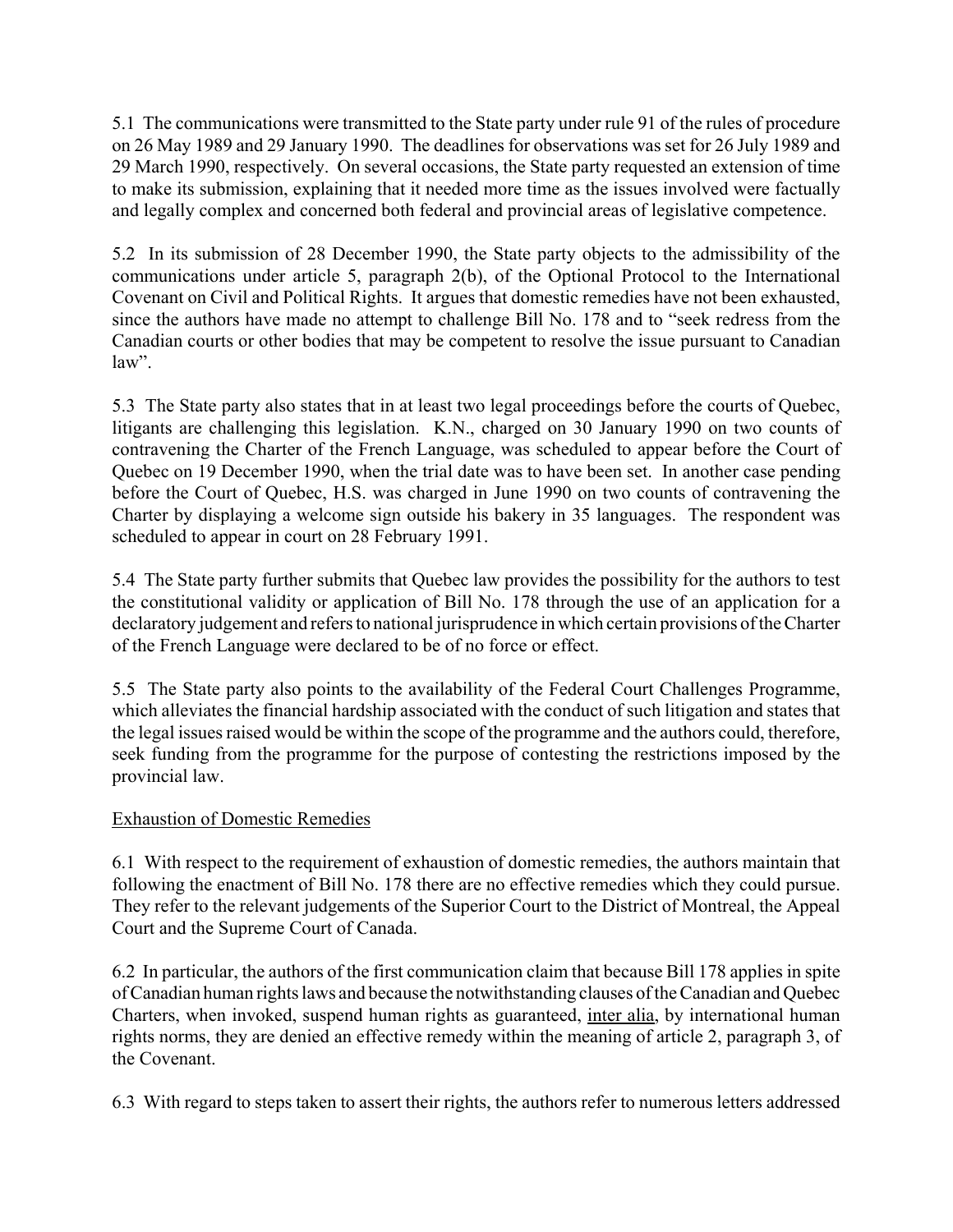5.1 The communications were transmitted to the State party under rule 91 of the rules of procedure on 26 May 1989 and 29 January 1990. The deadlines for observations was set for 26 July 1989 and 29 March 1990, respectively. On several occasions, the State party requested an extension of time to make its submission, explaining that it needed more time as the issues involved were factually and legally complex and concerned both federal and provincial areas of legislative competence.

5.2 In its submission of 28 December 1990, the State party objects to the admissibility of the communications under article 5, paragraph 2(b), of the Optional Protocol to the International Covenant on Civil and Political Rights. It argues that domestic remedies have not been exhausted, since the authors have made no attempt to challenge Bill No. 178 and to "seek redress from the Canadian courts or other bodies that may be competent to resolve the issue pursuant to Canadian law".

5.3 The State party also states that in at least two legal proceedings before the courts of Quebec, litigants are challenging this legislation. K.N., charged on 30 January 1990 on two counts of contravening the Charter of the French Language, was scheduled to appear before the Court of Quebec on 19 December 1990, when the trial date was to have been set. In another case pending before the Court of Quebec, H.S. was charged in June 1990 on two counts of contravening the Charter by displaying a welcome sign outside his bakery in 35 languages. The respondent was scheduled to appear in court on 28 February 1991.

5.4 The State party further submits that Quebec law provides the possibility for the authors to test the constitutional validity or application of Bill No. 178 through the use of an application for a declaratory judgement and refers to national jurisprudence in which certain provisions of the Charter of the French Language were declared to be of no force or effect.

5.5 The State party also points to the availability of the Federal Court Challenges Programme, which alleviates the financial hardship associated with the conduct of such litigation and states that the legal issues raised would be within the scope of the programme and the authors could, therefore, seek funding from the programme for the purpose of contesting the restrictions imposed by the provincial law.

Exhaustion of Domestic Remedies

6.1 With respect to the requirement of exhaustion of domestic remedies, the authors maintain that following the enactment of Bill No. 178 there are no effective remedies which they could pursue. They refer to the relevant judgements of the Superior Court to the District of Montreal, the Appeal Court and the Supreme Court of Canada.

6.2 In particular, the authors of the first communication claim that because Bill 178 applies in spite of Canadian human rights laws and because the notwithstanding clauses of the Canadian and Quebec Charters, when invoked, suspend human rights as guaranteed, inter alia, by international human rights norms, they are denied an effective remedy within the meaning of article 2, paragraph 3, of the Covenant.

6.3 With regard to steps taken to assert their rights, the authors refer to numerous letters addressed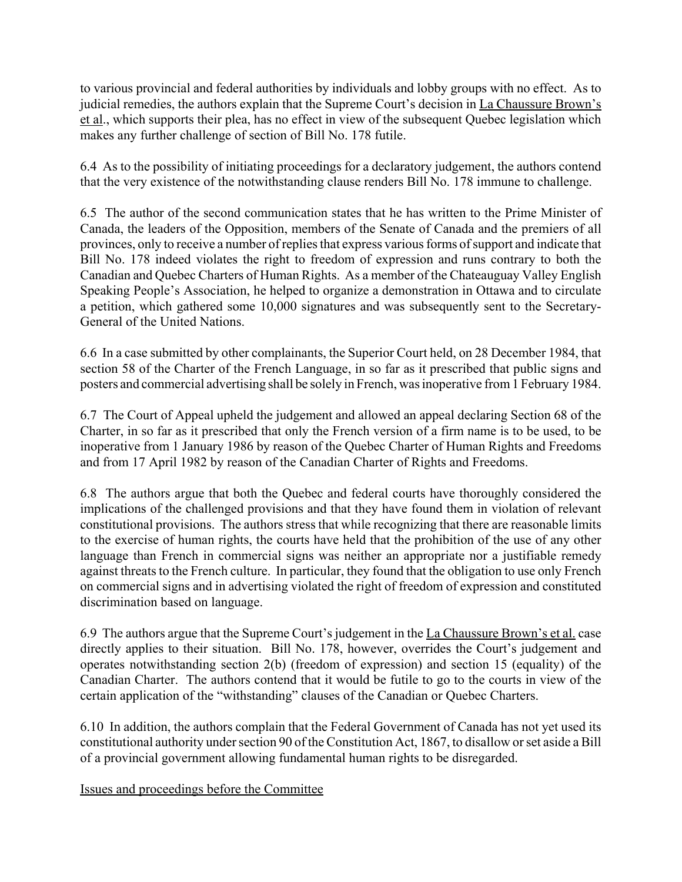to various provincial and federal authorities by individuals and lobby groups with no effect. As to judicial remedies, the authors explain that the Supreme Court's decision in La Chaussure Brown's et al., which supports their plea, has no effect in view of the subsequent Quebec legislation which makes any further challenge of section of Bill No. 178 futile.

6.4 As to the possibility of initiating proceedings for a declaratory judgement, the authors contend that the very existence of the notwithstanding clause renders Bill No. 178 immune to challenge.

6.5 The author of the second communication states that he has written to the Prime Minister of Canada, the leaders of the Opposition, members of the Senate of Canada and the premiers of all provinces, only to receive a number of replies that express various forms of support and indicate that Bill No. 178 indeed violates the right to freedom of expression and runs contrary to both the Canadian and Quebec Charters of Human Rights. As a member of the Chateauguay Valley English Speaking People's Association, he helped to organize a demonstration in Ottawa and to circulate a petition, which gathered some 10,000 signatures and was subsequently sent to the Secretary-General of the United Nations.

6.6 In a case submitted by other complainants, the Superior Court held, on 28 December 1984, that section 58 of the Charter of the French Language, in so far as it prescribed that public signs and posters and commercial advertising shall be solely in French, was inoperative from 1 February 1984.

6.7 The Court of Appeal upheld the judgement and allowed an appeal declaring Section 68 of the Charter, in so far as it prescribed that only the French version of a firm name is to be used, to be inoperative from 1 January 1986 by reason of the Quebec Charter of Human Rights and Freedoms and from 17 April 1982 by reason of the Canadian Charter of Rights and Freedoms.

6.8 The authors argue that both the Quebec and federal courts have thoroughly considered the implications of the challenged provisions and that they have found them in violation of relevant constitutional provisions. The authors stress that while recognizing that there are reasonable limits to the exercise of human rights, the courts have held that the prohibition of the use of any other language than French in commercial signs was neither an appropriate nor a justifiable remedy against threats to the French culture. In particular, they found that the obligation to use only French on commercial signs and in advertising violated the right of freedom of expression and constituted discrimination based on language.

6.9 The authors argue that the Supreme Court's judgement in the La Chaussure Brown's et al. case directly applies to their situation. Bill No. 178, however, overrides the Court's judgement and operates notwithstanding section 2(b) (freedom of expression) and section 15 (equality) of the Canadian Charter. The authors contend that it would be futile to go to the courts in view of the certain application of the "withstanding" clauses of the Canadian or Quebec Charters.

6.10 In addition, the authors complain that the Federal Government of Canada has not yet used its constitutional authority under section 90 of the Constitution Act, 1867, to disallow or set aside a Bill of a provincial government allowing fundamental human rights to be disregarded.

Issues and proceedings before the Committee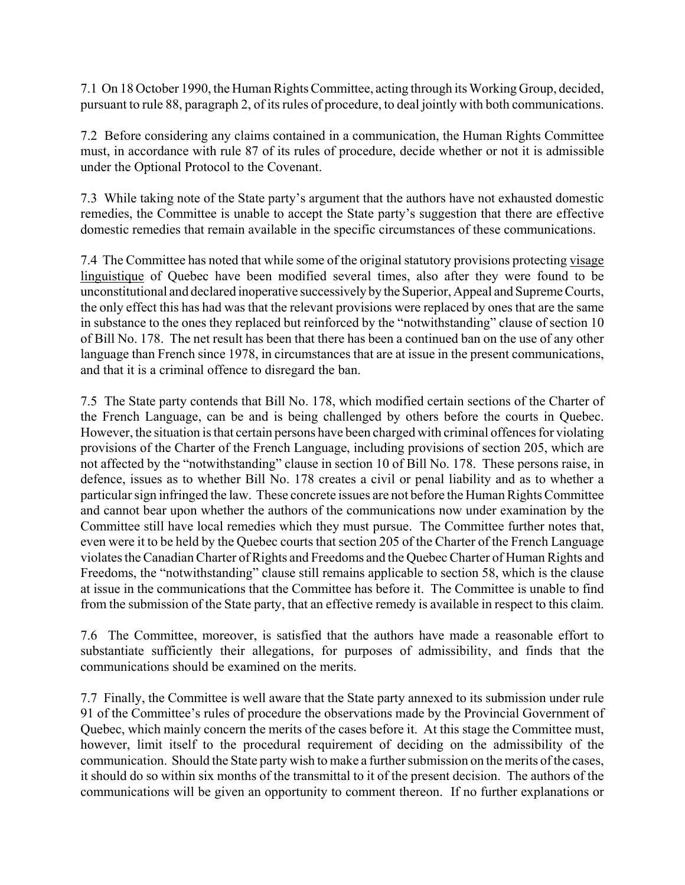7.1 On 18 October 1990, the Human Rights Committee, acting through its Working Group, decided, pursuant to rule 88, paragraph 2, of its rules of procedure, to deal jointly with both communications.

7.2 Before considering any claims contained in a communication, the Human Rights Committee must, in accordance with rule 87 of its rules of procedure, decide whether or not it is admissible under the Optional Protocol to the Covenant.

7.3 While taking note of the State party's argument that the authors have not exhausted domestic remedies, the Committee is unable to accept the State party's suggestion that there are effective domestic remedies that remain available in the specific circumstances of these communications.

7.4 The Committee has noted that while some of the original statutory provisions protecting visage linguistique of Quebec have been modified several times, also after they were found to be unconstitutional and declared inoperative successively by the Superior, Appeal and Supreme Courts, the only effect this has had was that the relevant provisions were replaced by ones that are the same in substance to the ones they replaced but reinforced by the "notwithstanding" clause of section 10 of Bill No. 178. The net result has been that there has been a continued ban on the use of any other language than French since 1978, in circumstances that are at issue in the present communications, and that it is a criminal offence to disregard the ban.

7.5 The State party contends that Bill No. 178, which modified certain sections of the Charter of the French Language, can be and is being challenged by others before the courts in Quebec. However, the situation is that certain persons have been charged with criminal offences for violating provisions of the Charter of the French Language, including provisions of section 205, which are not affected by the "notwithstanding" clause in section 10 of Bill No. 178. These persons raise, in defence, issues as to whether Bill No. 178 creates a civil or penal liability and as to whether a particular sign infringed the law. These concrete issues are not before the Human Rights Committee and cannot bear upon whether the authors of the communications now under examination by the Committee still have local remedies which they must pursue. The Committee further notes that, even were it to be held by the Quebec courts that section 205 of the Charter of the French Language violates the Canadian Charter of Rights and Freedoms and the Quebec Charter of Human Rights and Freedoms, the "notwithstanding" clause still remains applicable to section 58, which is the clause at issue in the communications that the Committee has before it. The Committee is unable to find from the submission of the State party, that an effective remedy is available in respect to this claim.

7.6 The Committee, moreover, is satisfied that the authors have made a reasonable effort to substantiate sufficiently their allegations, for purposes of admissibility, and finds that the communications should be examined on the merits.

7.7 Finally, the Committee is well aware that the State party annexed to its submission under rule 91 of the Committee's rules of procedure the observations made by the Provincial Government of Quebec, which mainly concern the merits of the cases before it. At this stage the Committee must, however, limit itself to the procedural requirement of deciding on the admissibility of the communication. Should the State party wish to make a further submission on the merits of the cases, it should do so within six months of the transmittal to it of the present decision. The authors of the communications will be given an opportunity to comment thereon. If no further explanations or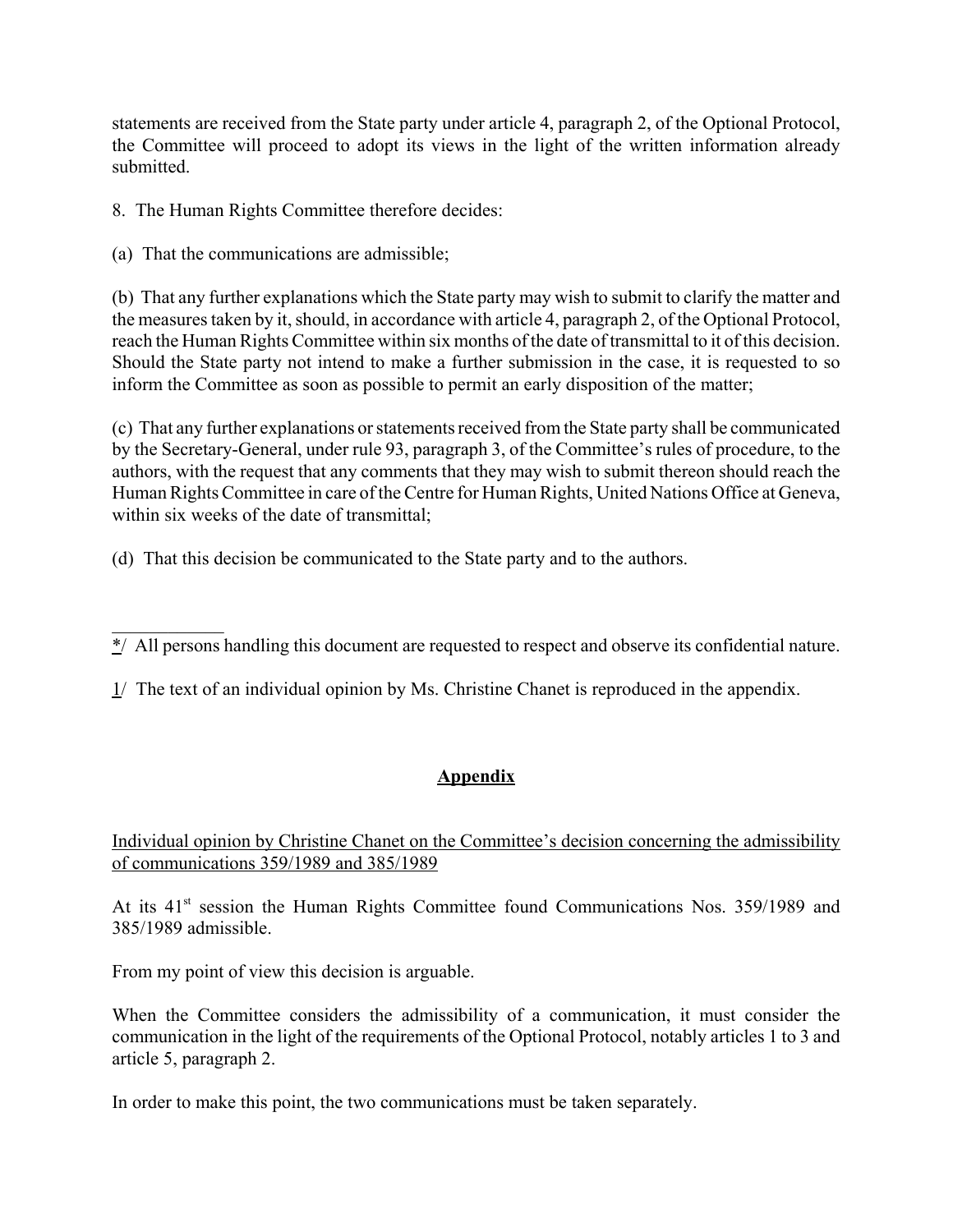statements are received from the State party under article 4, paragraph 2, of the Optional Protocol, the Committee will proceed to adopt its views in the light of the written information already submitted.

8. The Human Rights Committee therefore decides:

(a) That the communications are admissible;

(b) That any further explanations which the State party may wish to submit to clarify the matter and the measures taken by it, should, in accordance with article 4, paragraph 2, of the Optional Protocol, reach the Human Rights Committee within six months of the date of transmittal to it of this decision. Should the State party not intend to make a further submission in the case, it is requested to so inform the Committee as soon as possible to permit an early disposition of the matter;

(c) That any further explanations or statements received from the State party shall be communicated by the Secretary-General, under rule 93, paragraph 3, of the Committee's rules of procedure, to the authors, with the request that any comments that they may wish to submit thereon should reach the Human Rights Committee in care of the Centre for Human Rights, United Nations Office at Geneva, within six weeks of the date of transmittal;

(d) That this decision be communicated to the State party and to the authors.

---

*/ All persons handling this document are requested to respect and observe its confidential nature.

1/ The text of an individual opinion by Ms. Christine Chanet is reproduced in the appendix.

## Appendix

Individual opinion by Christine Chanet on the Committee's decision concerning the admissibility of communications 359/1989 and 385/1989

At its 41st session the Human Rights Committee found Communications Nos. 359/1989 and 385/1989 admissible.

From my point of view this decision is arguable.

When the Committee considers the admissibility of a communication, it must consider the communication in the light of the requirements of the Optional Protocol, notably articles 1 to 3 and article 5, paragraph 2.

In order to make this point, the two communications must be taken separately.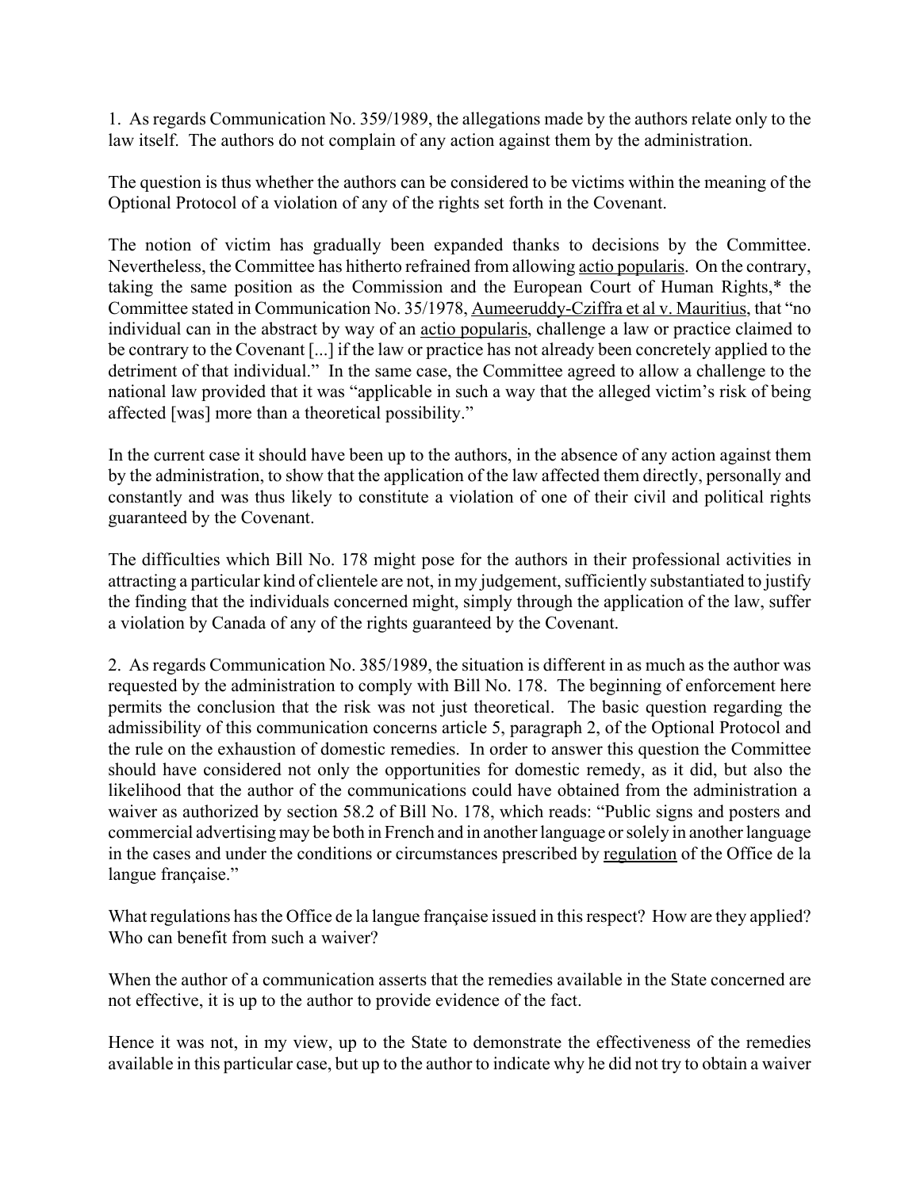1. As regards Communication No. 359/1989, the allegations made by the authors relate only to the law itself. The authors do not complain of any action against them by the administration.

The question is thus whether the authors can be considered to be victims within the meaning of the Optional Protocol of a violation of any of the rights set forth in the Covenant.

The notion of victim has gradually been expanded thanks to decisions by the Committee. Nevertheless, the Committee has hitherto refrained from allowing actio popularis. On the contrary, taking the same position as the Commission and the European Court of Human Rights,* the Committee stated in Communication No. 35/1978, Aumeeruddy-Cziffra et al v. Mauritius, that "no individual can in the abstract by way of an actio popularis, challenge a law or practice claimed to be contrary to the Covenant [...] if the law or practice has not already been concretely applied to the detriment of that individual." In the same case, the Committee agreed to allow a challenge to the national law provided that it was "applicable in such a way that the alleged victim's risk of being affected [was] more than a theoretical possibility."

In the current case it should have been up to the authors, in the absence of any action against them by the administration, to show that the application of the law affected them directly, personally and constantly and was thus likely to constitute a violation of one of their civil and political rights guaranteed by the Covenant.

The difficulties which Bill No. 178 might pose for the authors in their professional activities in attracting a particular kind of clientele are not, in my judgement, sufficiently substantiated to justify the finding that the individuals concerned might, simply through the application of the law, suffer a violation by Canada of any of the rights guaranteed by the Covenant.

2. As regards Communication No. 385/1989, the situation is different in as much as the author was requested by the administration to comply with Bill No. 178. The beginning of enforcement here permits the conclusion that the risk was not just theoretical. The basic question regarding the admissibility of this communication concerns article 5, paragraph 2, of the Optional Protocol and the rule on the exhaustion of domestic remedies. In order to answer this question the Committee should have considered not only the opportunities for domestic remedy, as it did, but also the likelihood that the author of the communications could have obtained from the administration a waiver as authorized by section 58.2 of Bill No. 178, which reads: "Public signs and posters and commercial advertising may be both in French and in another language or solely in another language in the cases and under the conditions or circumstances prescribed by regulation of the Office de la langue française."

What regulations has the Office de la langue française issued in this respect? How are they applied? Who can benefit from such a waiver?

When the author of a communication asserts that the remedies available in the State concerned are not effective, it is up to the author to provide evidence of the fact.

Hence it was not, in my view, up to the State to demonstrate the effectiveness of the remedies available in this particular case, but up to the author to indicate why he did not try to obtain a waiver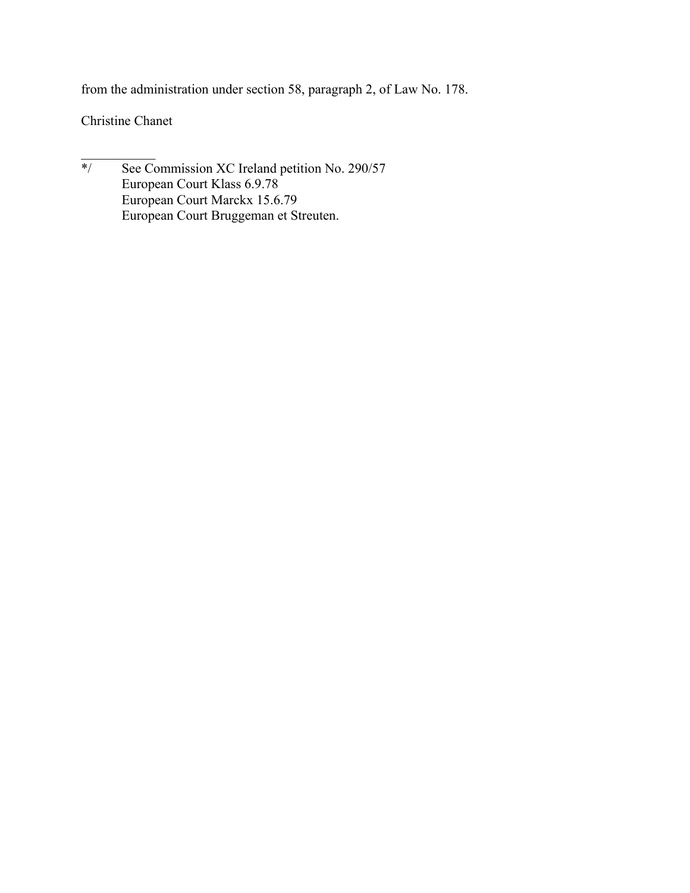from the administration under section 58, paragraph 2, of Law No. 178.

Christine Chanet

___________

*/ See Commission XC Ireland petition No. 290/57
European Court Klass 6.9.78
European Court Marckx 15.6.79
European Court Bruggeman et Streuten.